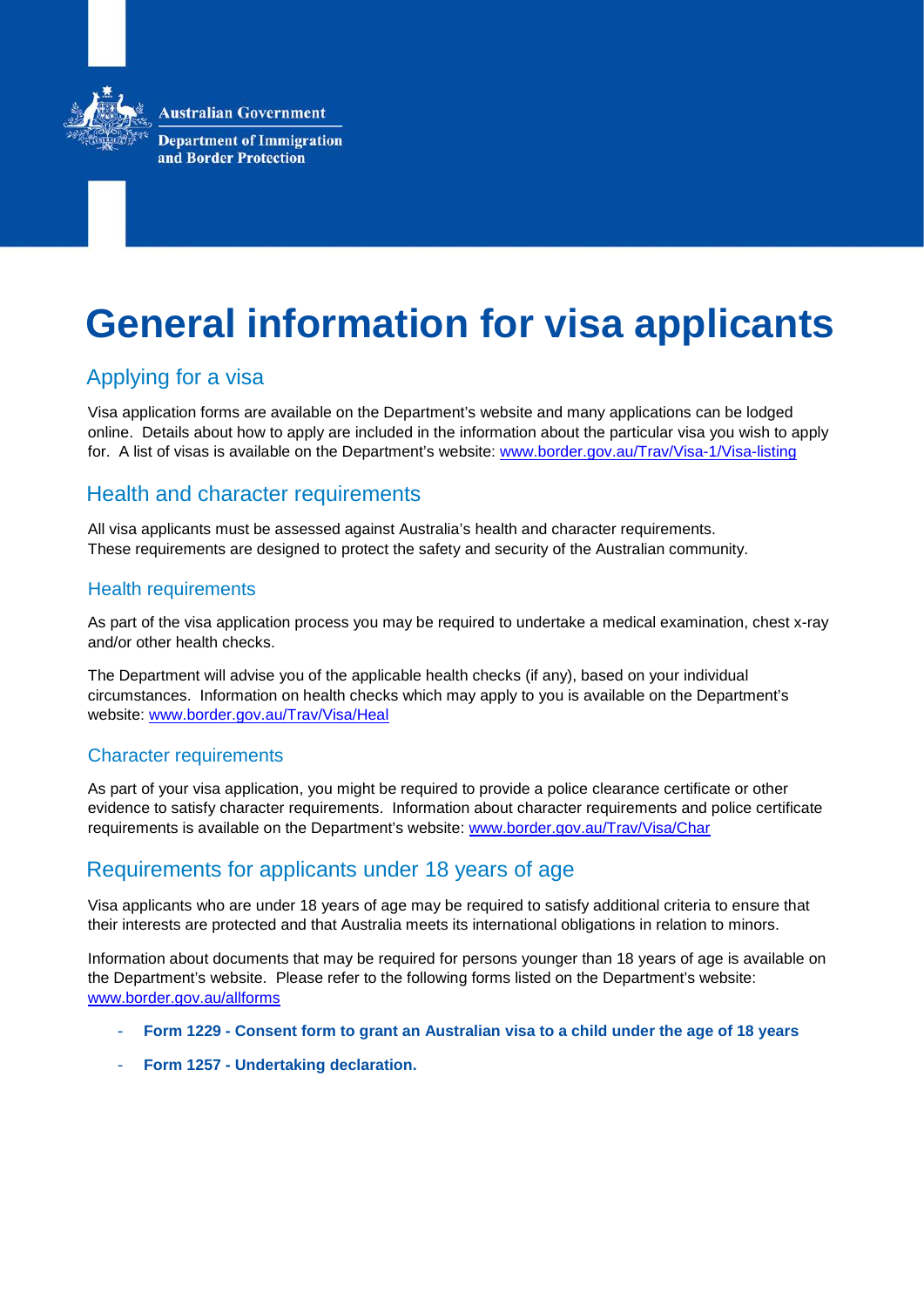Australian Government

Department of Immigration and Border Protection

# General information for visa applicants

## Applying for a visa

Visa application forms are available on the Department's website and many applications can be lodged online. Details about how to apply are included in the information about the particular visa you wish to apply for. A list of visas is available on the Department's website: [www.border.gov.au/Trav/Visa-1/Visa-listing](www.border.gov.au/Trav/Visa-1/Visa-listing)

## Health and character requirements

All visa applicants must be assessed against Australia's health and character requirements. These requirements are designed to protect the safety and security of the Australian community.

### Health requirements

As part of the visa application process you may be required to undertake a medical examination, chest x-ray and/or other health checks.

The Department will advise you of the applicable health checks (if any), based on your individual circumstances. Information on health checks which may apply to you is available on the Department's website: [www.border.gov.au/Trav/Visa/Heal](www.border.gov.au/Trav/Visa/Heal)

### Character requirements

As part of your visa application, you might be required to provide a police clearance certificate or other evidence to satisfy character requirements. Information about character requirements and police certificate requirements is available on the Department's website: [www.border.gov.au/Trav/Visa/Char](www.border.gov.au/Trav/Visa/Char)

## Requirements for applicants under 18 years of age

Visa applicants who are under 18 years of age may be required to satisfy additional criteria to ensure that their interests are protected and that Australia meets its international obligations in relation to minors.

Information about documents that may be required for persons younger than 18 years of age is available on the Department's website. Please refer to the following forms listed on the Department's website: [www.border.gov.au/allforms](www.border.gov.au/allforms)

- **Form 1229 - Consent form to grant an Australian visa to a child under the age of 18 years**
- **Form 1257 - Undertaking declaration.**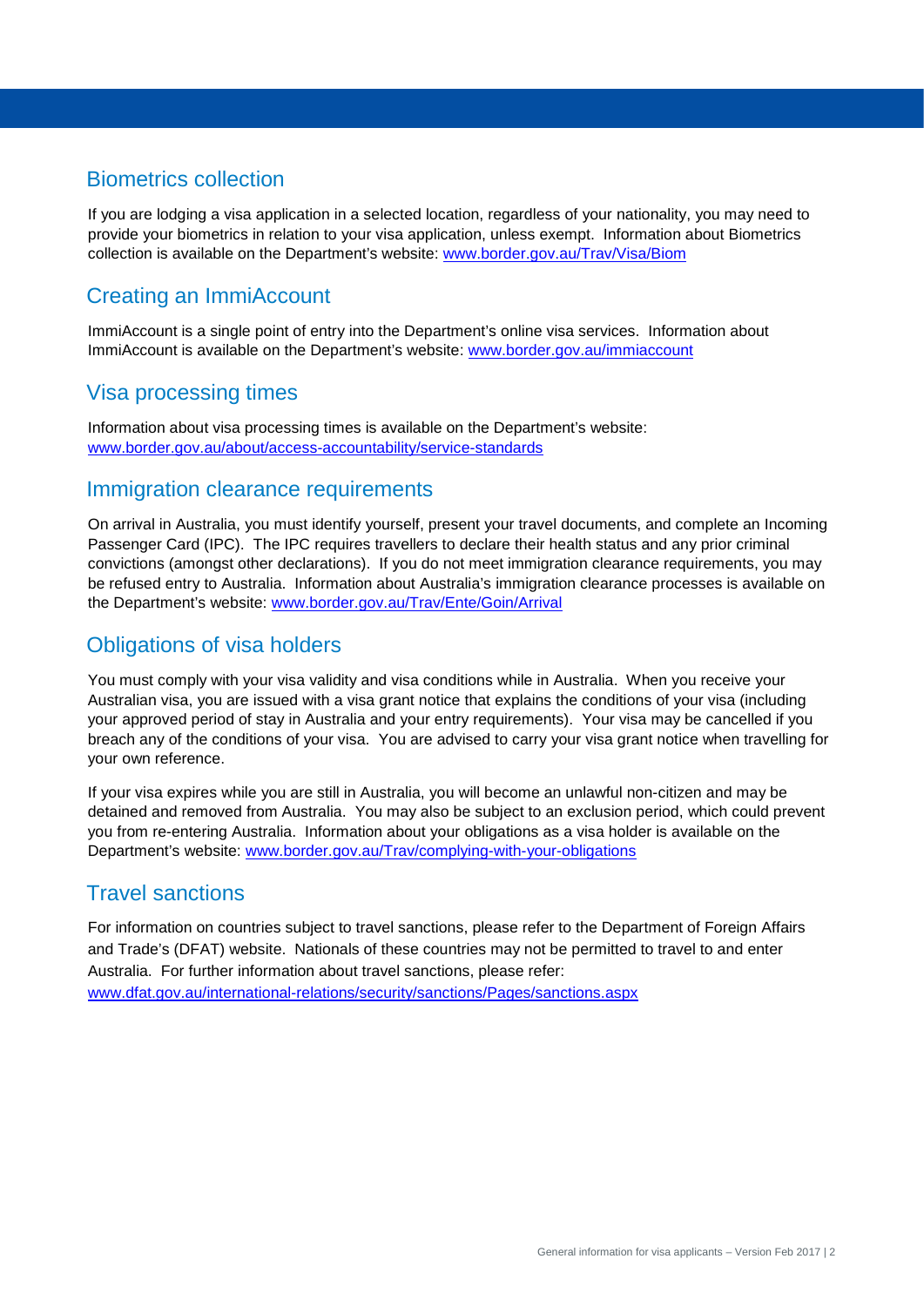## Biometrics collection

If you are lodging a visa application in a selected location, regardless of your nationality, you may need to provide your biometrics in relation to your visa application, unless exempt. Information about Biometrics collection is available on the Department's website: [www.border.gov.au/Trav/Visa/Biom](http://www.border.gov.au/Trav/Visa/Biom)

## Creating an ImmiAccount

ImmiAccount is a single point of entry into the Department's online visa services. Information about ImmiAccount is available on the Department's website: [www.border.gov.au/immiaccount](http://www.border.gov.au/immiaccount)

## Visa processing times

Information about visa processing times is available on the Department's website: [www.border.gov.au/about/access-accountability/service-standards](http://www.border.gov.au/about/access-accountability/service-standards)

## Immigration clearance requirements

On arrival in Australia, you must identify yourself, present your travel documents, and complete an Incoming Passenger Card (IPC). The IPC requires travellers to declare their health status and any prior criminal convictions (amongst other declarations). If you do not meet immigration clearance requirements, you may be refused entry to Australia. Information about Australia's immigration clearance processes is available on the Department's website: [www.border.gov.au/Trav/Ente/Goin/Arrival](http://www.border.gov.au/Trav/Ente/Goin/Arrival)

## Obligations of visa holders

You must comply with your visa validity and visa conditions while in Australia. When you receive your Australian visa, you are issued with a visa grant notice that explains the conditions of your visa (including your approved period of stay in Australia and your entry requirements). Your visa may be cancelled if you breach any of the conditions of your visa. You are advised to carry your visa grant notice when travelling for your own reference.

If your visa expires while you are still in Australia, you will become an unlawful non-citizen and may be detained and removed from Australia. You may also be subject to an exclusion period, which could prevent you from re-entering Australia. Information about your obligations as a visa holder is available on the Department's website: [www.border.gov.au/Trav/complying-with-your-obligations](http://www.border.gov.au/Trav/complying-with-your-obligations)

## Travel sanctions

For information on countries subject to travel sanctions, please refer to the Department of Foreign Affairs and Trade's (DFAT) website. Nationals of these countries may not be permitted to travel to and enter Australia. For further information about travel sanctions, please refer: [www.dfat.gov.au/international-relations/security/sanctions/Pages/sanctions.aspx](http://www.dfat.gov.au/international-relations/security/sanctions/Pages/sanctions.aspx)